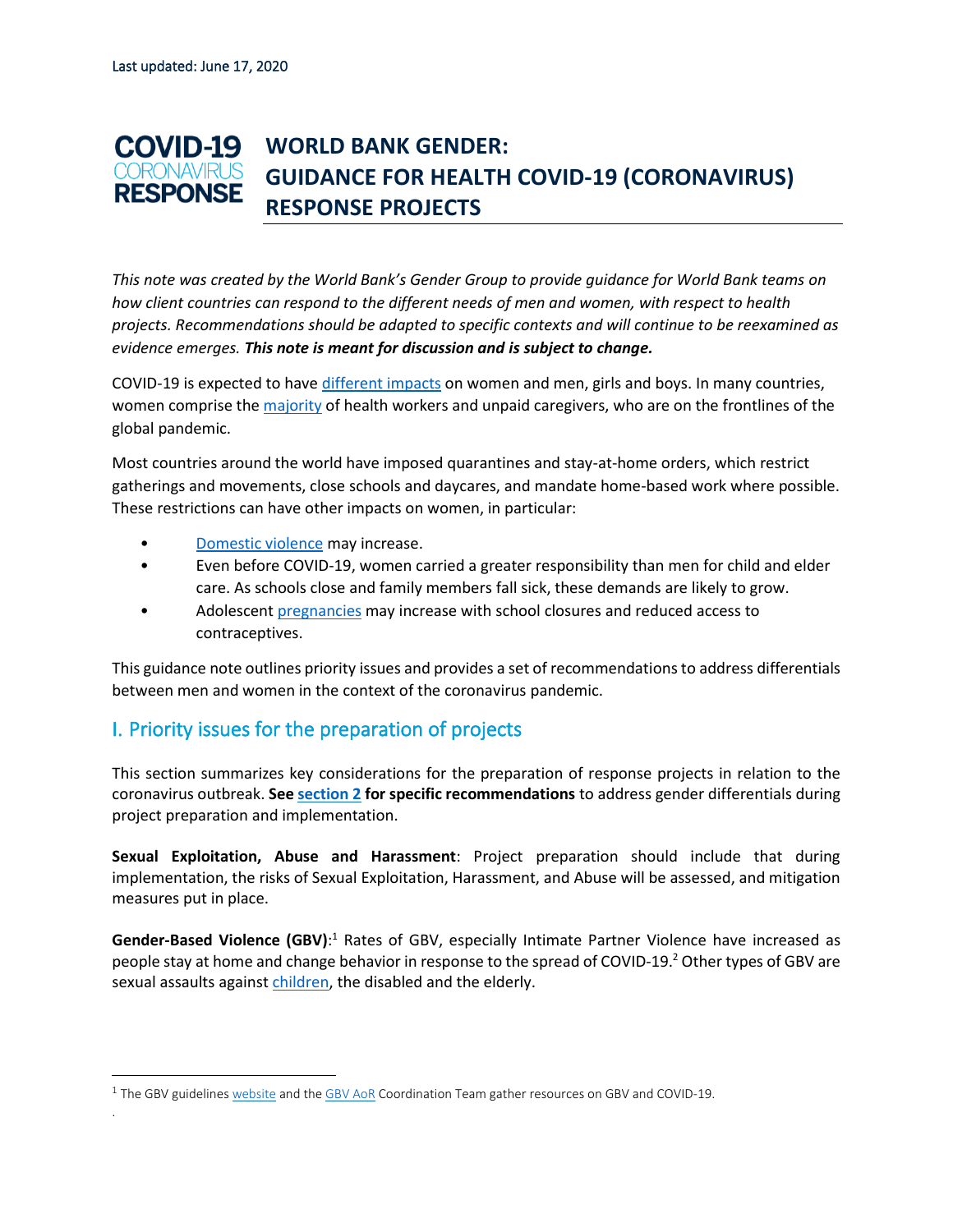Last updated: June 17, 2020

# COVID-19 CORONAVIRUS RESPONSE

# WORLD BANK GENDER: GUIDANCE FOR HEALTH COVID-19 (CORONAVIRUS) RESPONSE PROJECTS

*This note was created by the World Bank's Gender Group to provide guidance for World Bank teams on how client countries can respond to the different needs of men and women, with respect to health projects. Recommendations should be adapted to specific contexts and will continue to be reexamined as evidence emerges.* ***This note is meant for discussion and is subject to change.***

COVID-19 is expected to have different impacts on women and men, girls and boys. In many countries, women comprise the majority of health workers and unpaid caregivers, who are on the frontlines of the global pandemic.

Most countries around the world have imposed quarantines and stay-at-home orders, which restrict gatherings and movements, close schools and daycares, and mandate home-based work where possible. These restrictions can have other impacts on women, in particular:

- Domestic violence may increase.
- Even before COVID-19, women carried a greater responsibility than men for child and elder care. As schools close and family members fall sick, these demands are likely to grow.
- Adolescent pregnancies may increase with school closures and reduced access to contraceptives.

This guidance note outlines priority issues and provides a set of recommendations to address differentials between men and women in the context of the coronavirus pandemic.

## I. Priority issues for the preparation of projects

This section summarizes key considerations for the preparation of response projects in relation to the coronavirus outbreak. **See section 2 for specific recommendations** to address gender differentials during project preparation and implementation.

**Sexual Exploitation, Abuse and Harassment**: Project preparation should include that during implementation, the risks of Sexual Exploitation, Harassment, and Abuse will be assessed, and mitigation measures put in place.

**Gender-Based Violence (GBV)**:[1] Rates of GBV, especially Intimate Partner Violence have increased as people stay at home and change behavior in response to the spread of COVID-19.[2] Other types of GBV are sexual assaults against children, the disabled and the elderly.

---

[1] The GBV guidelines website and the GBV AoR Coordination Team gather resources on GBV and COVID-19.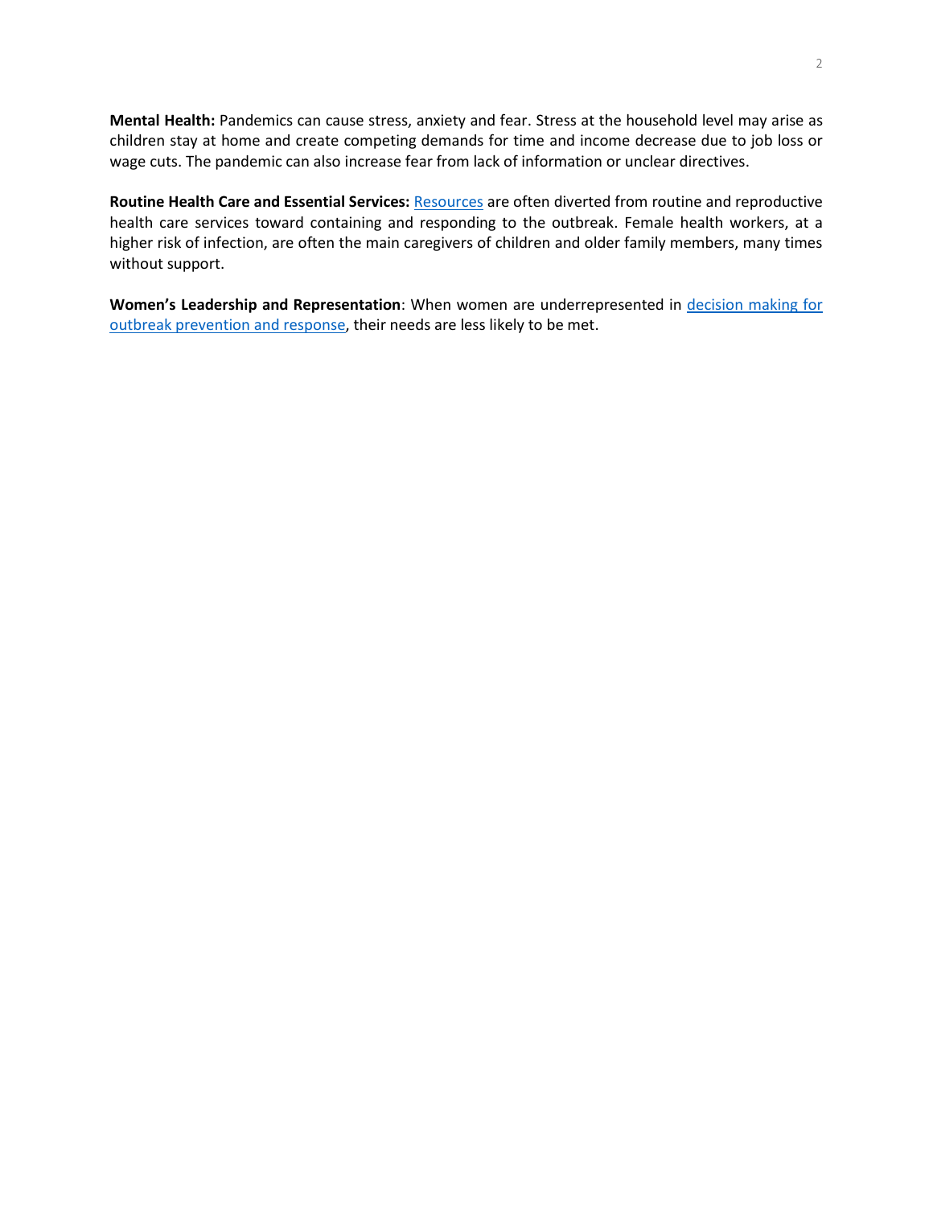**Mental Health:** Pandemics can cause stress, anxiety and fear. Stress at the household level may arise as children stay at home and create competing demands for time and income decrease due to job loss or wage cuts. The pandemic can also increase fear from lack of information or unclear directives.

**Routine Health Care and Essential Services:** Resources are often diverted from routine and reproductive health care services toward containing and responding to the outbreak. Female health workers, at a higher risk of infection, are often the main caregivers of children and older family members, many times without support.

**Women's Leadership and Representation**: When women are underrepresented in decision making for outbreak prevention and response, their needs are less likely to be met.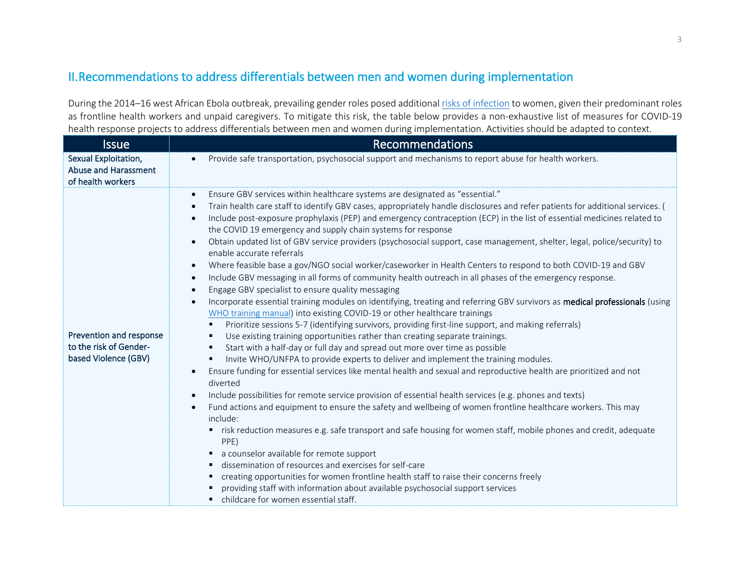## II.Recommendations to address differentials between men and women during implementation

During the 2014–16 west African Ebola outbreak, prevailing gender roles posed additional risks of infection to women, given their predominant roles as frontline health workers and unpaid caregivers. To mitigate this risk, the table below provides a non-exhaustive list of measures for COVID-19 health response projects to address differentials between men and women during implementation. Activities should be adapted to context.

| Issue | Recommendations |
|---|---|
| Sexual Exploitation, Abuse and Harassment of health workers | • Provide safe transportation, psychosocial support and mechanisms to report abuse for health workers. |
| Prevention and response to the risk of Gender-based Violence (GBV) | • Ensure GBV services within healthcare systems are designated as "essential."<br>• Train health care staff to identify GBV cases, appropriately handle disclosures and refer patients for additional services. (<br>• Include post-exposure prophylaxis (PEP) and emergency contraception (ECP) in the list of essential medicines related to the COVID 19 emergency and supply chain systems for response<br>• Obtain updated list of GBV service providers (psychosocial support, case management, shelter, legal, police/security) to enable accurate referrals<br>• Where feasible base a gov/NGO social worker/caseworker in Health Centers to respond to both COVID-19 and GBV<br>• Include GBV messaging in all forms of community health outreach in all phases of the emergency response.<br>• Engage GBV specialist to ensure quality messaging<br>• Incorporate essential training modules on identifying, treating and referring GBV survivors as **medical professionals** (using WHO training manual) into existing COVID-19 or other healthcare trainings<br>&nbsp;&nbsp;▪ Prioritize sessions 5-7 (identifying survivors, providing first-line support, and making referrals)<br>&nbsp;&nbsp;▪ Use existing training opportunities rather than creating separate trainings.<br>&nbsp;&nbsp;▪ Start with a half-day or full day and spread out more over time as possible<br>&nbsp;&nbsp;▪ Invite WHO/UNFPA to provide experts to deliver and implement the training modules.<br>• Ensure funding for essential services like mental health and sexual and reproductive health are prioritized and not diverted<br>• Include possibilities for remote service provision of essential health services (e.g. phones and texts)<br>• Fund actions and equipment to ensure the safety and wellbeing of women frontline healthcare workers. This may include:<br>&nbsp;&nbsp;▪ risk reduction measures e.g. safe transport and safe housing for women staff, mobile phones and credit, adequate PPE)<br>&nbsp;&nbsp;▪ a counselor available for remote support<br>&nbsp;&nbsp;▪ dissemination of resources and exercises for self-care<br>&nbsp;&nbsp;▪ creating opportunities for women frontline health staff to raise their concerns freely<br>&nbsp;&nbsp;▪ providing staff with information about available psychosocial support services<br>&nbsp;&nbsp;▪ childcare for women essential staff. |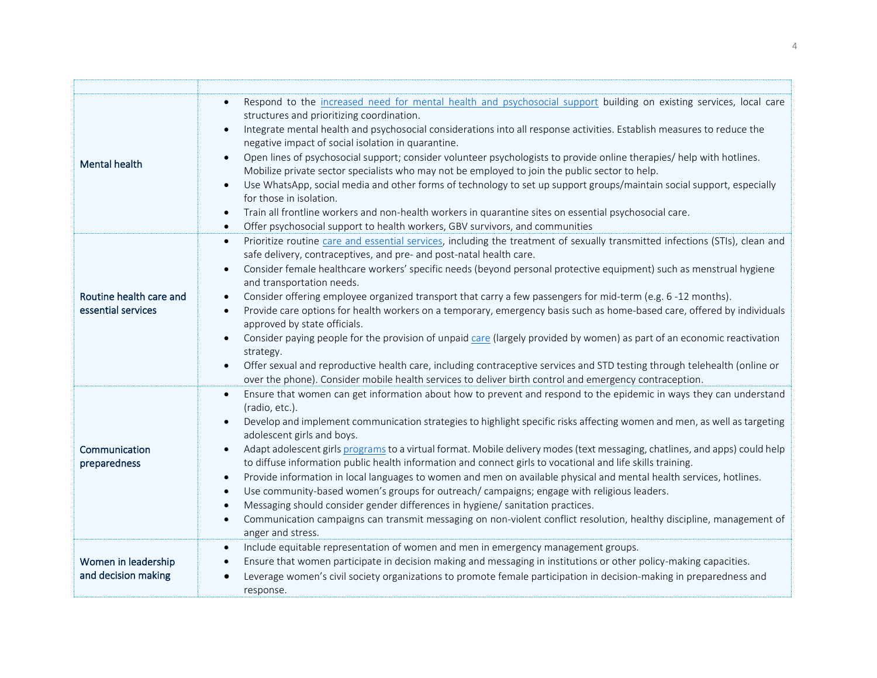| | |
|---|---|
| Mental health | • Respond to the increased need for mental health and psychosocial support building on existing services, local care structures and prioritizing coordination.<br>• Integrate mental health and psychosocial considerations into all response activities. Establish measures to reduce the negative impact of social isolation in quarantine.<br>• Open lines of psychosocial support; consider volunteer psychologists to provide online therapies/ help with hotlines. Mobilize private sector specialists who may not be employed to join the public sector to help.<br>• Use WhatsApp, social media and other forms of technology to set up support groups/maintain social support, especially for those in isolation.<br>• Train all frontline workers and non-health workers in quarantine sites on essential psychosocial care.<br>• Offer psychosocial support to health workers, GBV survivors, and communities |
| Routine health care and essential services | • Prioritize routine care and essential services, including the treatment of sexually transmitted infections (STIs), clean and safe delivery, contraceptives, and pre- and post-natal health care.<br>• Consider female healthcare workers' specific needs (beyond personal protective equipment) such as menstrual hygiene and transportation needs.<br>• Consider offering employee organized transport that carry a few passengers for mid-term (e.g. 6 -12 months).<br>• Provide care options for health workers on a temporary, emergency basis such as home-based care, offered by individuals approved by state officials.<br>• Consider paying people for the provision of unpaid care (largely provided by women) as part of an economic reactivation strategy.<br>• Offer sexual and reproductive health care, including contraceptive services and STD testing through telehealth (online or over the phone). Consider mobile health services to deliver birth control and emergency contraception. |
| Communication preparedness | • Ensure that women can get information about how to prevent and respond to the epidemic in ways they can understand (radio, etc.).<br>• Develop and implement communication strategies to highlight specific risks affecting women and men, as well as targeting adolescent girls and boys.<br>• Adapt adolescent girls programs to a virtual format. Mobile delivery modes (text messaging, chatlines, and apps) could help to diffuse information public health information and connect girls to vocational and life skills training.<br>• Provide information in local languages to women and men on available physical and mental health services, hotlines.<br>• Use community-based women's groups for outreach/ campaigns; engage with religious leaders.<br>• Messaging should consider gender differences in hygiene/ sanitation practices.<br>• Communication campaigns can transmit messaging on non-violent conflict resolution, healthy discipline, management of anger and stress. |
| Women in leadership and decision making | • Include equitable representation of women and men in emergency management groups.<br>• Ensure that women participate in decision making and messaging in institutions or other policy-making capacities.<br>• Leverage women's civil society organizations to promote female participation in decision-making in preparedness and response. |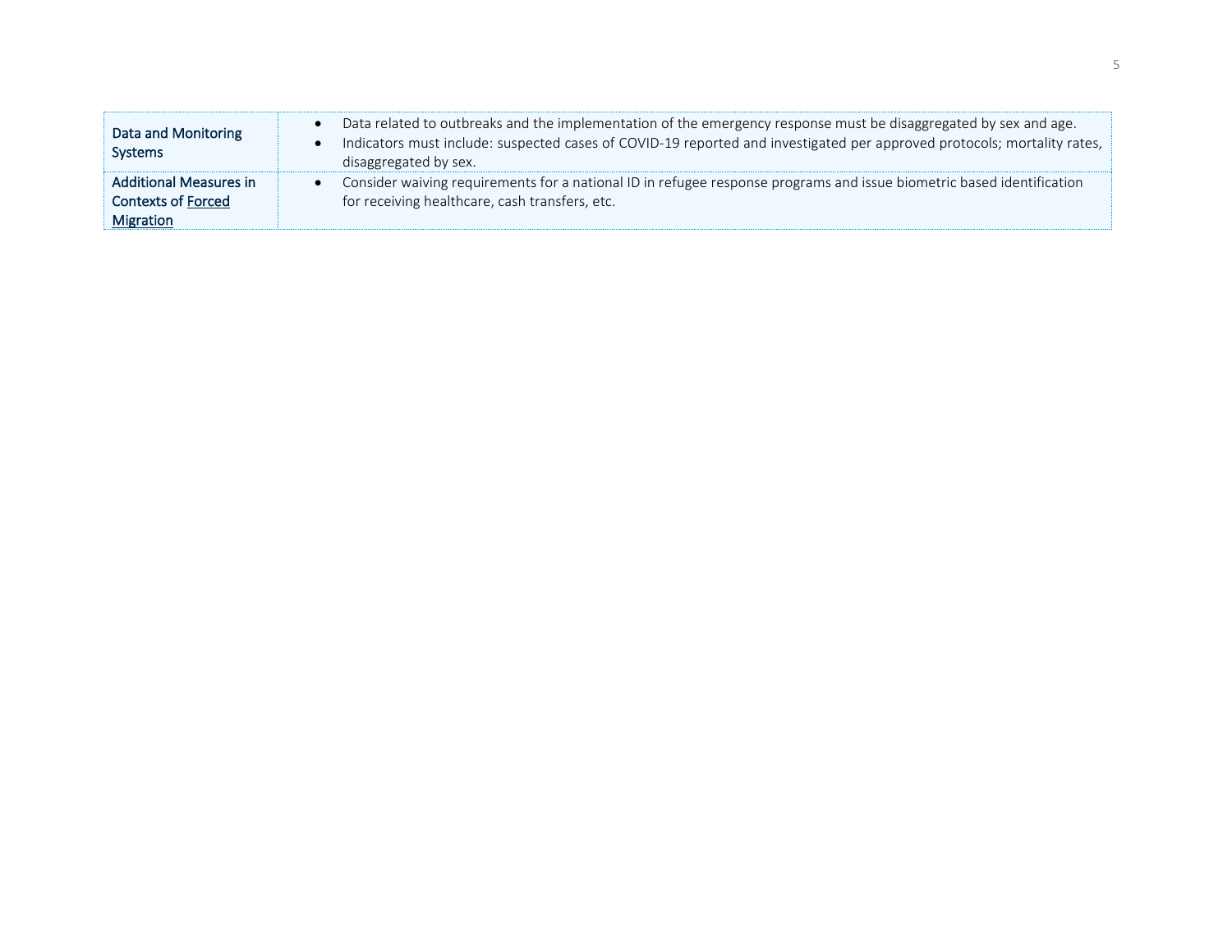| | |
|---|---|
| **Data and Monitoring Systems** | • Data related to outbreaks and the implementation of the emergency response must be disaggregated by sex and age.<br>• Indicators must include: suspected cases of COVID-19 reported and investigated per approved protocols; mortality rates, disaggregated by sex. |
| **Additional Measures in Contexts of Forced Migration** | • Consider waiving requirements for a national ID in refugee response programs and issue biometric based identification for receiving healthcare, cash transfers, etc. |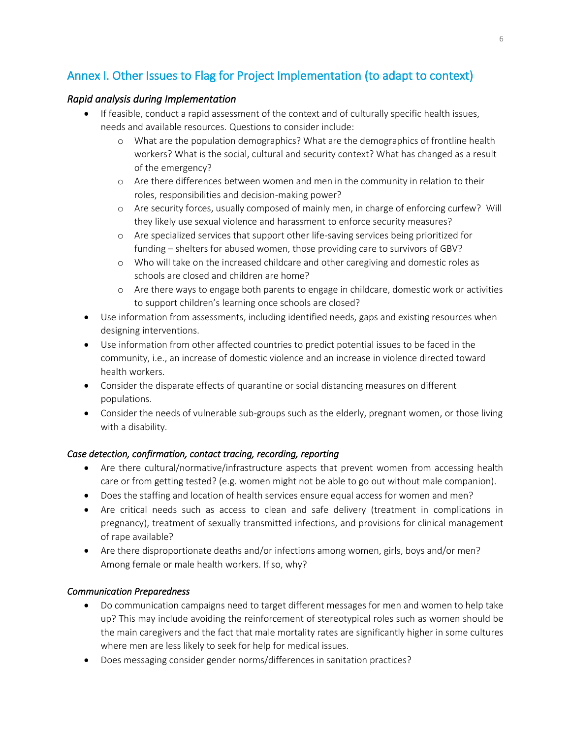## Annex I. Other Issues to Flag for Project Implementation (to adapt to context)

### *Rapid analysis during Implementation*

- If feasible, conduct a rapid assessment of the context and of culturally specific health issues, needs and available resources. Questions to consider include:
  - What are the population demographics? What are the demographics of frontline health workers? What is the social, cultural and security context? What has changed as a result of the emergency?
  - Are there differences between women and men in the community in relation to their roles, responsibilities and decision-making power?
  - Are security forces, usually composed of mainly men, in charge of enforcing curfew? Will they likely use sexual violence and harassment to enforce security measures?
  - Are specialized services that support other life-saving services being prioritized for funding – shelters for abused women, those providing care to survivors of GBV?
  - Who will take on the increased childcare and other caregiving and domestic roles as schools are closed and children are home?
  - Are there ways to engage both parents to engage in childcare, domestic work or activities to support children's learning once schools are closed?
- Use information from assessments, including identified needs, gaps and existing resources when designing interventions.
- Use information from other affected countries to predict potential issues to be faced in the community, i.e., an increase of domestic violence and an increase in violence directed toward health workers.
- Consider the disparate effects of quarantine or social distancing measures on different populations.
- Consider the needs of vulnerable sub-groups such as the elderly, pregnant women, or those living with a disability.

### *Case detection, confirmation, contact tracing, recording, reporting*

- Are there cultural/normative/infrastructure aspects that prevent women from accessing health care or from getting tested? (e.g. women might not be able to go out without male companion).
- Does the staffing and location of health services ensure equal access for women and men?
- Are critical needs such as access to clean and safe delivery (treatment in complications in pregnancy), treatment of sexually transmitted infections, and provisions for clinical management of rape available?
- Are there disproportionate deaths and/or infections among women, girls, boys and/or men? Among female or male health workers. If so, why?

### *Communication Preparedness*

- Do communication campaigns need to target different messages for men and women to help take up? This may include avoiding the reinforcement of stereotypical roles such as women should be the main caregivers and the fact that male mortality rates are significantly higher in some cultures where men are less likely to seek for help for medical issues.
- Does messaging consider gender norms/differences in sanitation practices?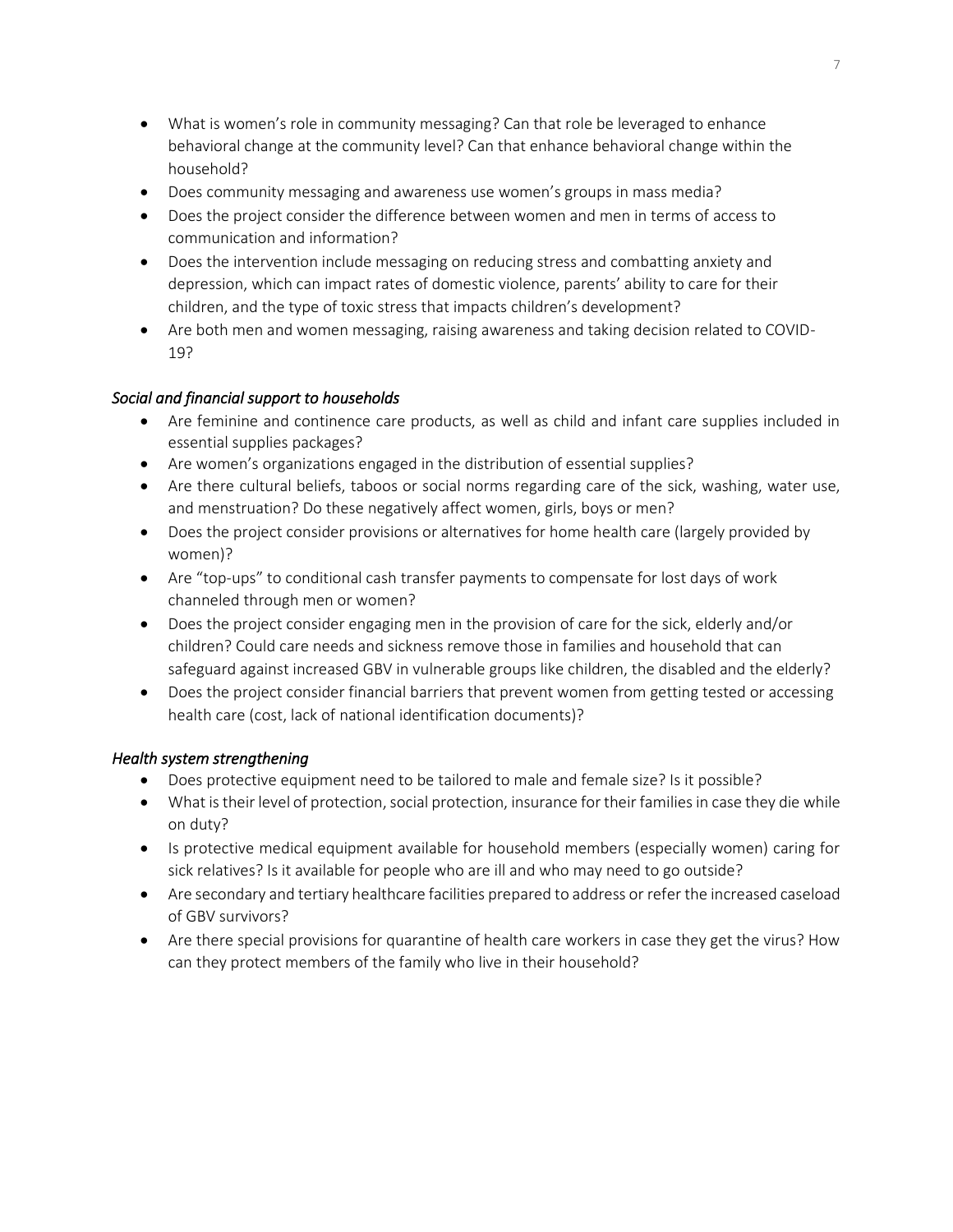- What is women's role in community messaging? Can that role be leveraged to enhance behavioral change at the community level? Can that enhance behavioral change within the household?
- Does community messaging and awareness use women's groups in mass media?
- Does the project consider the difference between women and men in terms of access to communication and information?
- Does the intervention include messaging on reducing stress and combatting anxiety and depression, which can impact rates of domestic violence, parents' ability to care for their children, and the type of toxic stress that impacts children's development?
- Are both men and women messaging, raising awareness and taking decision related to COVID-19?

*Social and financial support to households*

- Are feminine and continence care products, as well as child and infant care supplies included in essential supplies packages?
- Are women's organizations engaged in the distribution of essential supplies?
- Are there cultural beliefs, taboos or social norms regarding care of the sick, washing, water use, and menstruation? Do these negatively affect women, girls, boys or men?
- Does the project consider provisions or alternatives for home health care (largely provided by women)?
- Are "top-ups" to conditional cash transfer payments to compensate for lost days of work channeled through men or women?
- Does the project consider engaging men in the provision of care for the sick, elderly and/or children? Could care needs and sickness remove those in families and household that can safeguard against increased GBV in vulnerable groups like children, the disabled and the elderly?
- Does the project consider financial barriers that prevent women from getting tested or accessing health care (cost, lack of national identification documents)?

*Health system strengthening*

- Does protective equipment need to be tailored to male and female size? Is it possible?
- What is their level of protection, social protection, insurance for their families in case they die while on duty?
- Is protective medical equipment available for household members (especially women) caring for sick relatives? Is it available for people who are ill and who may need to go outside?
- Are secondary and tertiary healthcare facilities prepared to address or refer the increased caseload of GBV survivors?
- Are there special provisions for quarantine of health care workers in case they get the virus? How can they protect members of the family who live in their household?